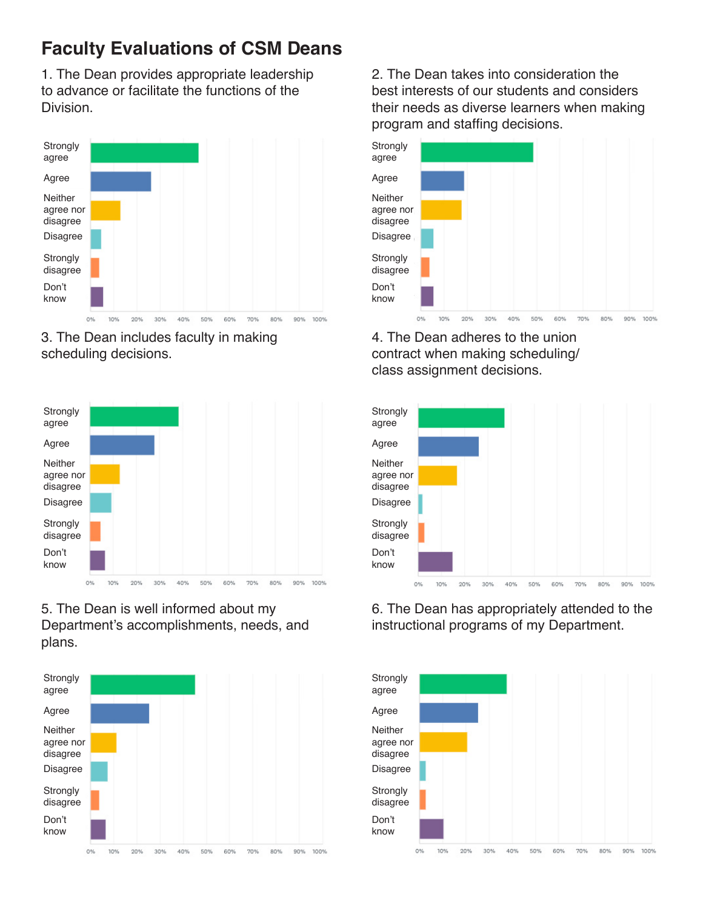# Faculty Evaluations of CSM Deans

1. The Dean provides appropriate leadership to advance or facilitate the functions of the Division.

Strongly agree

Agree

Neither agree nor disagree

Disagree

Strongly disagree

Don't know

0% 10% 20% 30% 40% 50% 60% 70% 80% 90% 100%

2. The Dean takes into consideration the best interests of our students and considers their needs as diverse learners when making program and staffing decisions.

Strongly agree

Agree

Neither agree nor disagree

Disagree

Strongly disagree

Don't know

0% 10% 20% 30% 40% 50% 60% 70% 80% 90% 100%

3. The Dean includes faculty in making scheduling decisions.

Strongly agree

Agree

Neither agree nor disagree

Disagree

Strongly disagree

Don't know

0% 10% 20% 30% 40% 50% 60% 70% 80% 90% 100%

4. The Dean adheres to the union contract when making scheduling/class assignment decisions.

Strongly agree

Agree

Neither agree nor disagree

Disagree

Strongly disagree

Don't know

0% 10% 20% 30% 40% 50% 60% 70% 80% 90% 100%

5. The Dean is well informed about my Department's accomplishments, needs, and plans.

Strongly agree

Agree

Neither agree nor disagree

Disagree

Strongly disagree

Don't know

0% 10% 20% 30% 40% 50% 60% 70% 80% 90% 100%

6. The Dean has appropriately attended to the instructional programs of my Department.

Strongly agree

Agree

Neither agree nor disagree

Disagree

Strongly disagree

Don't know

0% 10% 20% 30% 40% 50% 60% 70% 80% 90% 100%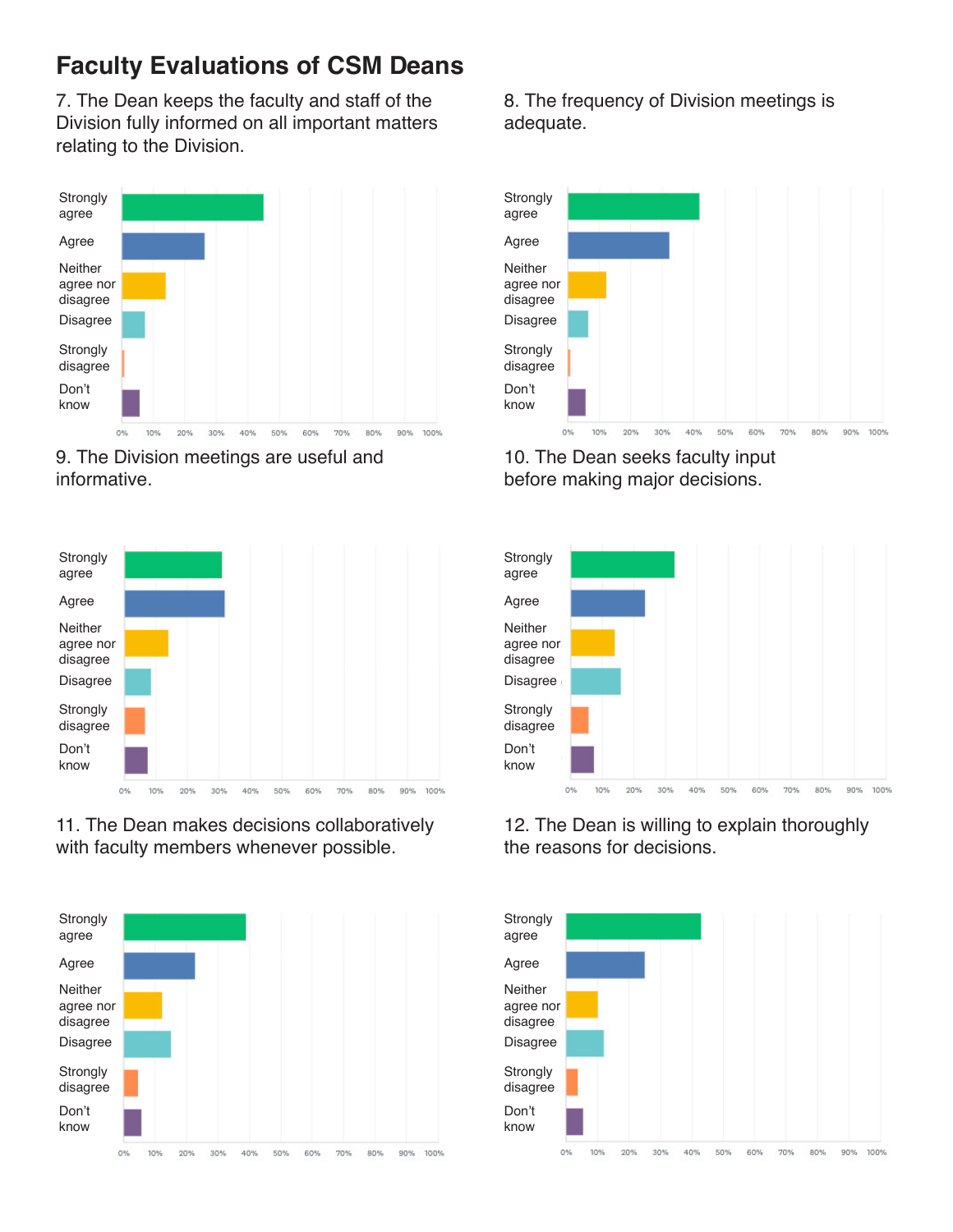# Faculty Evaluations of CSM Deans

7. The Dean keeps the faculty and staff of the Division fully informed on all important matters relating to the Division.

Strongly agree
Agree
Neither agree nor disagree
Disagree
Strongly disagree
Don't know

0% 10% 20% 30% 40% 50% 60% 70% 80% 90% 100%

8. The frequency of Division meetings is adequate.

Strongly agree
Agree
Neither agree nor disagree
Disagree
Strongly disagree
Don't know

0% 10% 20% 30% 40% 50% 60% 70% 80% 90% 100%

9. The Division meetings are useful and informative.

Strongly agree
Agree
Neither agree nor disagree
Disagree
Strongly disagree
Don't know

0% 10% 20% 30% 40% 50% 60% 70% 80% 90% 100%

10. The Dean seeks faculty input before making major decisions.

Strongly agree
Agree
Neither agree nor disagree
Disagree
Strongly disagree
Don't know

0% 10% 20% 30% 40% 50% 60% 70% 80% 90% 100%

11. The Dean makes decisions collaboratively with faculty members whenever possible.

Strongly agree
Agree
Neither agree nor disagree
Disagree
Strongly disagree
Don't know

0% 10% 20% 30% 40% 50% 60% 70% 80% 90% 100%

12. The Dean is willing to explain thoroughly the reasons for decisions.

Strongly agree
Agree
Neither agree nor disagree
Disagree
Strongly disagree
Don't know

0% 10% 20% 30% 40% 50% 60% 70% 80% 90% 100%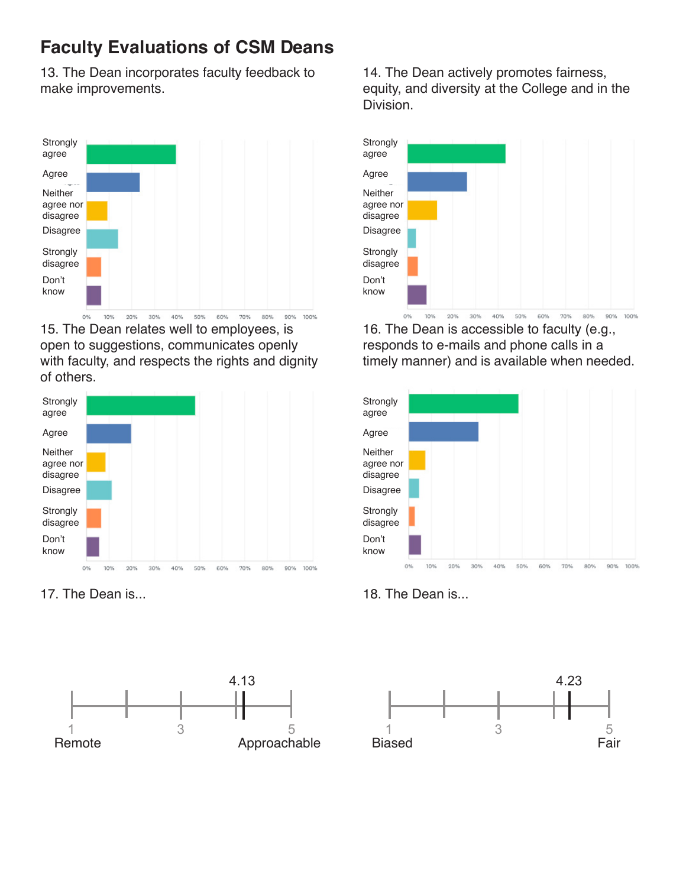# Faculty Evaluations of CSM Deans

13. The Dean incorporates faculty feedback to make improvements.

Strongly agree
Agree
Neither agree nor disagree
Disagree
Strongly disagree
Don't know

0% 10% 20% 30% 40% 50% 60% 70% 80% 90% 100%

14. The Dean actively promotes fairness, equity, and diversity at the College and in the Division.

Strongly agree
Agree
Neither agree nor disagree
Disagree
Strongly disagree
Don't know

0% 10% 20% 30% 40% 50% 60% 70% 80% 90% 100%

15. The Dean relates well to employees, is open to suggestions, communicates openly with faculty, and respects the rights and dignity of others.

Strongly agree
Agree
Neither agree nor disagree
Disagree
Strongly disagree
Don't know

0% 10% 20% 30% 40% 50% 60% 70% 80% 90% 100%

16. The Dean is accessible to faculty (e.g., responds to e-mails and phone calls in a timely manner) and is available when needed.

Strongly agree
Agree
Neither agree nor disagree
Disagree
Strongly disagree
Don't know

0% 10% 20% 30% 40% 50% 60% 70% 80% 90% 100%

17. The Dean is...

4.13

1 Remote — 3 — 5 Approachable

18. The Dean is...

4.23

1 Biased — 3 — 5 Fair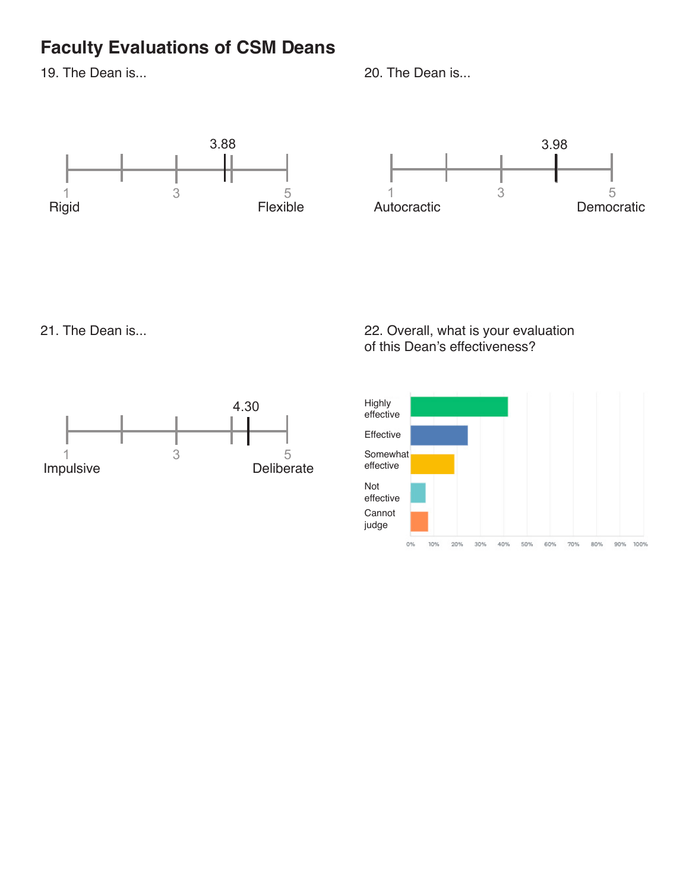# Faculty Evaluations of CSM Deans

19. The Dean is...

3.88

1 Rigid

3

5 Flexible

20. The Dean is...

3.98

1 Autocractic

3

5 Democratic

21. The Dean is...

4.30

1 Impulsive

3

5 Deliberate

22. Overall, what is your evaluation of this Dean's effectiveness?

Highly effective

Effective

Somewhat effective

Not effective

Cannot judge

0% 10% 20% 30% 40% 50% 60% 70% 80% 90% 100%